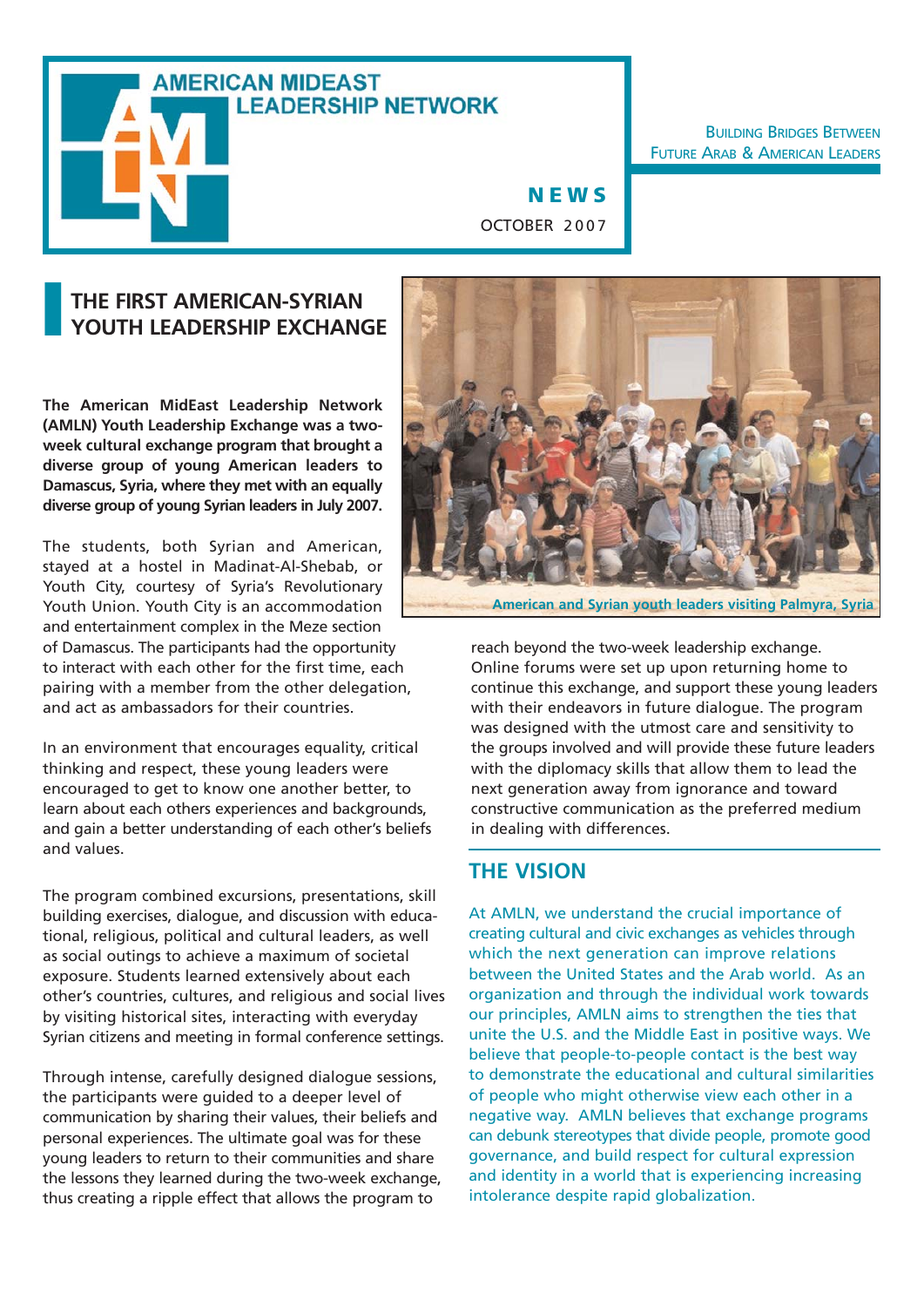# AMERICAN MIDEAST LEADERSHIP NETWORK

BUILDING BRIDGES BETWEEN FUTURE ARAB & AMERICAN LEADERS

**NEWS**

OCTOBER 2007

## THE FIRST AMERICAN-SYRIAN YOUTH LEADERSHIP EXCHANGE

**The American MidEast Leadership Network (AMLN) Youth Leadership Exchange was a two-week cultural exchange program that brought a diverse group of young American leaders to Damascus, Syria, where they met with an equally diverse group of young Syrian leaders in July 2007.**

The students, both Syrian and American, stayed at a hostel in Madinat-Al-Shebab, or Youth City, courtesy of Syria's Revolutionary Youth Union. Youth City is an accommodation and entertainment complex in the Meze section of Damascus. The participants had the opportunity to interact with each other for the first time, each pairing with a member from the other delegation, and act as ambassadors for their countries.

In an environment that encourages equality, critical thinking and respect, these young leaders were encouraged to get to know one another better, to learn about each others experiences and backgrounds, and gain a better understanding of each other's beliefs and values.

The program combined excursions, presentations, skill building exercises, dialogue, and discussion with educational, religious, political and cultural leaders, as well as social outings to achieve a maximum of societal exposure. Students learned extensively about each other's countries, cultures, and religious and social lives by visiting historical sites, interacting with everyday Syrian citizens and meeting in formal conference settings.

Through intense, carefully designed dialogue sessions, the participants were guided to a deeper level of communication by sharing their values, their beliefs and personal experiences. The ultimate goal was for these young leaders to return to their communities and share the lessons they learned during the two-week exchange, thus creating a ripple effect that allows the program to reach beyond the two-week leadership exchange. Online forums were set up upon returning home to continue this exchange, and support these young leaders with their endeavors in future dialogue. The program was designed with the utmost care and sensitivity to the groups involved and will provide these future leaders with the diplomacy skills that allow them to lead the next generation away from ignorance and toward constructive communication as the preferred medium in dealing with differences.

American and Syrian youth leaders visiting Palmyra, Syria

## THE VISION

At AMLN, we understand the crucial importance of creating cultural and civic exchanges as vehicles through which the next generation can improve relations between the United States and the Arab world. As an organization and through the individual work towards our principles, AMLN aims to strengthen the ties that unite the U.S. and the Middle East in positive ways. We believe that people-to-people contact is the best way to demonstrate the educational and cultural similarities of people who might otherwise view each other in a negative way. AMLN believes that exchange programs can debunk stereotypes that divide people, promote good governance, and build respect for cultural expression and identity in a world that is experiencing increasing intolerance despite rapid globalization.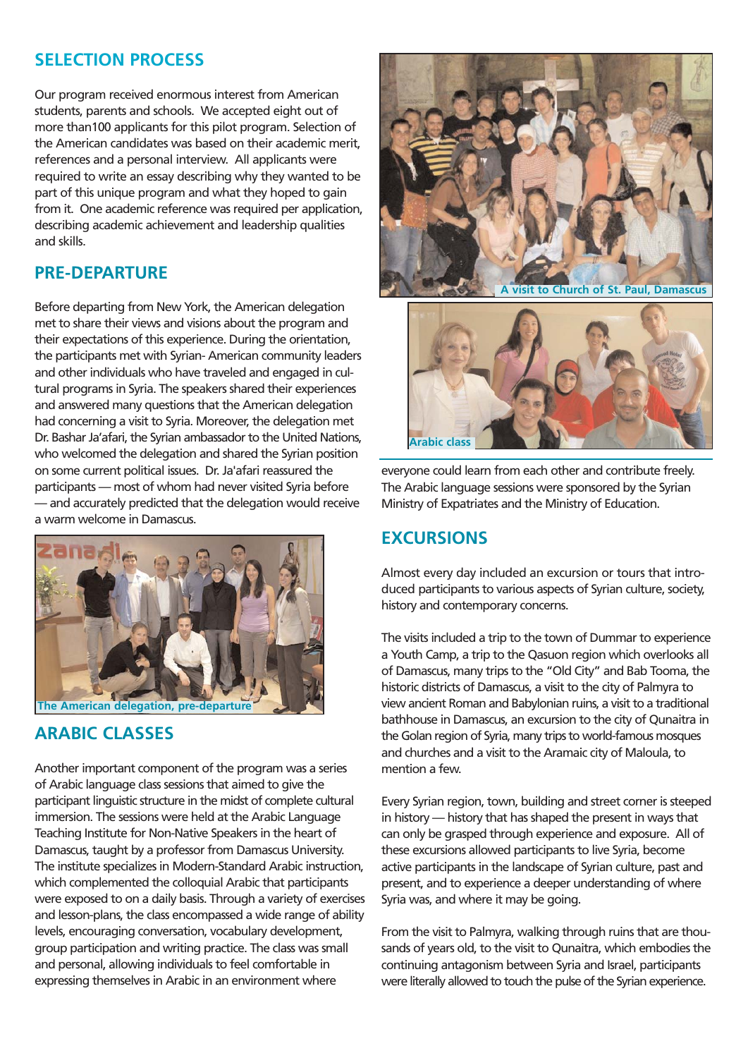## SELECTION PROCESS

Our program received enormous interest from American students, parents and schools. We accepted eight out of more than100 applicants for this pilot program. Selection of the American candidates was based on their academic merit, references and a personal interview. All applicants were required to write an essay describing why they wanted to be part of this unique program and what they hoped to gain from it. One academic reference was required per application, describing academic achievement and leadership qualities and skills.

## PRE-DEPARTURE

Before departing from New York, the American delegation met to share their views and visions about the program and their expectations of this experience. During the orientation, the participants met with Syrian- American community leaders and other individuals who have traveled and engaged in cultural programs in Syria. The speakers shared their experiences and answered many questions that the American delegation had concerning a visit to Syria. Moreover, the delegation met Dr. Bashar Ja'afari, the Syrian ambassador to the United Nations, who welcomed the delegation and shared the Syrian position on some current political issues. Dr. Ja'afari reassured the participants — most of whom had never visited Syria before — and accurately predicted that the delegation would receive a warm welcome in Damascus.

The American delegation, pre-departure

## ARABIC CLASSES

Another important component of the program was a series of Arabic language class sessions that aimed to give the participant linguistic structure in the midst of complete cultural immersion. The sessions were held at the Arabic Language Teaching Institute for Non-Native Speakers in the heart of Damascus, taught by a professor from Damascus University. The institute specializes in Modern-Standard Arabic instruction, which complemented the colloquial Arabic that participants were exposed to on a daily basis. Through a variety of exercises and lesson-plans, the class encompassed a wide range of ability levels, encouraging conversation, vocabulary development, group participation and writing practice. The class was small and personal, allowing individuals to feel comfortable in expressing themselves in Arabic in an environment where everyone could learn from each other and contribute freely. The Arabic language sessions were sponsored by the Syrian Ministry of Expatriates and the Ministry of Education.

A visit to Church of St. Paul, Damascus

Arabic class

## EXCURSIONS

Almost every day included an excursion or tours that introduced participants to various aspects of Syrian culture, society, history and contemporary concerns.

The visits included a trip to the town of Dummar to experience a Youth Camp, a trip to the Qasuon region which overlooks all of Damascus, many trips to the "Old City" and Bab Tooma, the historic districts of Damascus, a visit to the city of Palmyra to view ancient Roman and Babylonian ruins, a visit to a traditional bathhouse in Damascus, an excursion to the city of Qunaitra in the Golan region of Syria, many trips to world-famous mosques and churches and a visit to the Aramaic city of Maloula, to mention a few.

Every Syrian region, town, building and street corner is steeped in history — history that has shaped the present in ways that can only be grasped through experience and exposure. All of these excursions allowed participants to live Syria, become active participants in the landscape of Syrian culture, past and present, and to experience a deeper understanding of where Syria was, and where it may be going.

From the visit to Palmyra, walking through ruins that are thousands of years old, to the visit to Qunaitra, which embodies the continuing antagonism between Syria and Israel, participants were literally allowed to touch the pulse of the Syrian experience.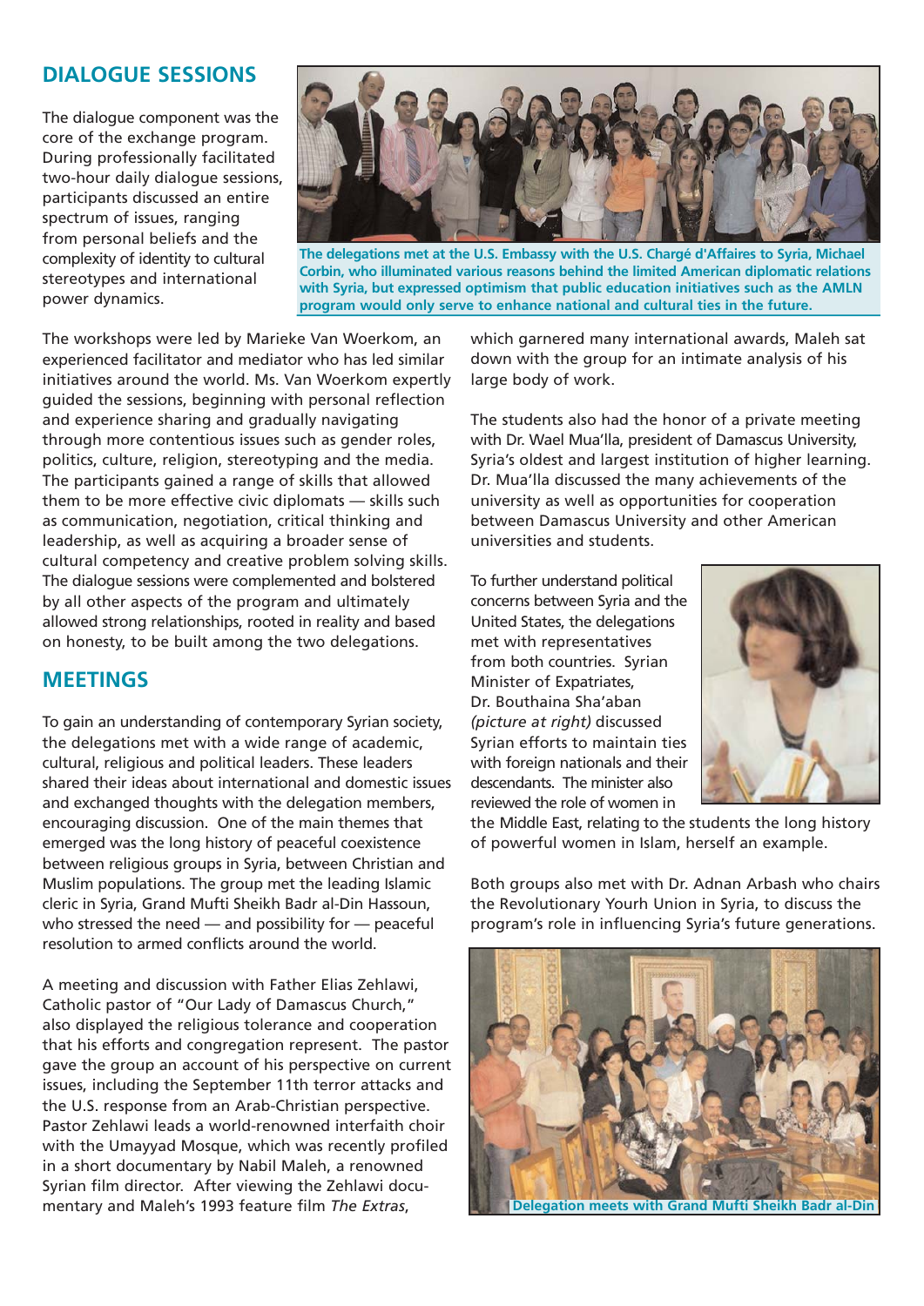## DIALOGUE SESSIONS

The dialogue component was the core of the exchange program. During professionally facilitated two-hour daily dialogue sessions, participants discussed an entire spectrum of issues, ranging from personal beliefs and the complexity of identity to cultural stereotypes and international power dynamics.

**The delegations met at the U.S. Embassy with the U.S. Chargé d'Affaires to Syria, Michael Corbin, who illuminated various reasons behind the limited American diplomatic relations with Syria, but expressed optimism that public education initiatives such as the AMLN program would only serve to enhance national and cultural ties in the future.**

The workshops were led by Marieke Van Woerkom, an experienced facilitator and mediator who has led similar initiatives around the world. Ms. Van Woerkom expertly guided the sessions, beginning with personal reflection and experience sharing and gradually navigating through more contentious issues such as gender roles, politics, culture, religion, stereotyping and the media. The participants gained a range of skills that allowed them to be more effective civic diplomats — skills such as communication, negotiation, critical thinking and leadership, as well as acquiring a broader sense of cultural competency and creative problem solving skills. The dialogue sessions were complemented and bolstered by all other aspects of the program and ultimately allowed strong relationships, rooted in reality and based on honesty, to be built among the two delegations.

## MEETINGS

To gain an understanding of contemporary Syrian society, the delegations met with a wide range of academic, cultural, religious and political leaders. These leaders shared their ideas about international and domestic issues and exchanged thoughts with the delegation members, encouraging discussion. One of the main themes that emerged was the long history of peaceful coexistence between religious groups in Syria, between Christian and Muslim populations. The group met the leading Islamic cleric in Syria, Grand Mufti Sheikh Badr al-Din Hassoun, who stressed the need — and possibility for — peaceful resolution to armed conflicts around the world.

A meeting and discussion with Father Elias Zehlawi, Catholic pastor of "Our Lady of Damascus Church," also displayed the religious tolerance and cooperation that his efforts and congregation represent. The pastor gave the group an account of his perspective on current issues, including the September 11th terror attacks and the U.S. response from an Arab-Christian perspective. Pastor Zehlawi leads a world-renowned interfaith choir with the Umayyad Mosque, which was recently profiled in a short documentary by Nabil Maleh, a renowned Syrian film director. After viewing the Zehlawi documentary and Maleh's 1993 feature film *The Extras*, which garnered many international awards, Maleh sat down with the group for an intimate analysis of his large body of work.

The students also had the honor of a private meeting with Dr. Wael Mua'lla, president of Damascus University, Syria's oldest and largest institution of higher learning. Dr. Mua'lla discussed the many achievements of the university as well as opportunities for cooperation between Damascus University and other American universities and students.

To further understand political concerns between Syria and the United States, the delegations met with representatives from both countries. Syrian Minister of Expatriates, Dr. Bouthaina Sha'aban *(picture at right)* discussed Syrian efforts to maintain ties with foreign nationals and their descendants. The minister also reviewed the role of women in the Middle East, relating to the students the long history of powerful women in Islam, herself an example.

Both groups also met with Dr. Adnan Arbash who chairs the Revolutionary Yourh Union in Syria, to discuss the program's role in influencing Syria's future generations.

**Delegation meets with Grand Mufti Sheikh Badr al-Din**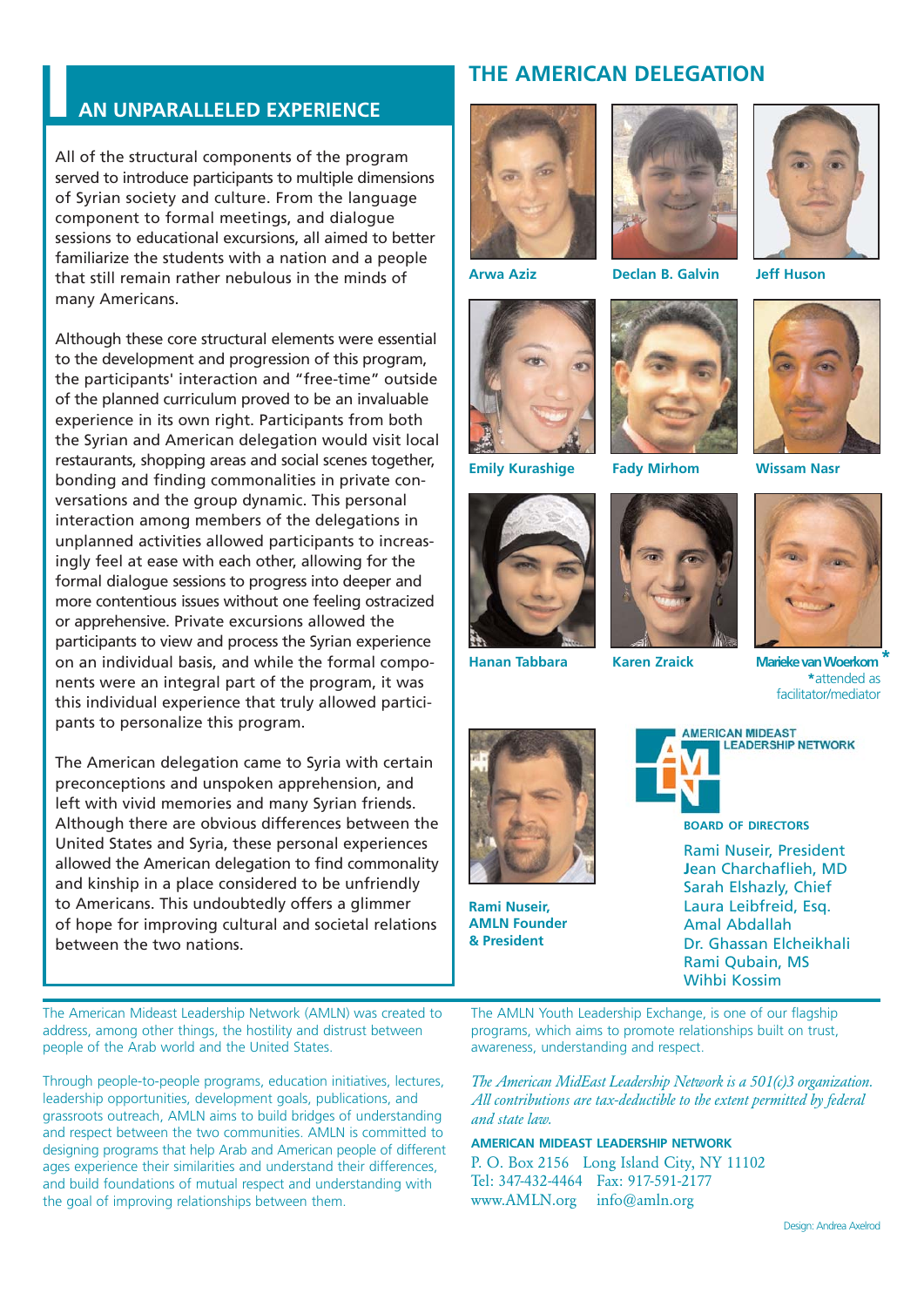## AN UNPARALLELED EXPERIENCE

All of the structural components of the program served to introduce participants to multiple dimensions of Syrian society and culture. From the language component to formal meetings, and dialogue sessions to educational excursions, all aimed to better familiarize the students with a nation and a people that still remain rather nebulous in the minds of many Americans.

Although these core structural elements were essential to the development and progression of this program, the participants' interaction and "free-time" outside of the planned curriculum proved to be an invaluable experience in its own right. Participants from both the Syrian and American delegation would visit local restaurants, shopping areas and social scenes together, bonding and finding commonalities in private conversations and the group dynamic. This personal interaction among members of the delegations in unplanned activities allowed participants to increasingly feel at ease with each other, allowing for the formal dialogue sessions to progress into deeper and more contentious issues without one feeling ostracized or apprehensive. Private excursions allowed the participants to view and process the Syrian experience on an individual basis, and while the formal components were an integral part of the program, it was this individual experience that truly allowed participants to personalize this program.

The American delegation came to Syria with certain preconceptions and unspoken apprehension, and left with vivid memories and many Syrian friends. Although there are obvious differences between the United States and Syria, these personal experiences allowed the American delegation to find commonality and kinship in a place considered to be unfriendly to Americans. This undoubtedly offers a glimmer of hope for improving cultural and societal relations between the two nations.

## THE AMERICAN DELEGATION

Arwa Aziz

Declan B. Galvin

Jeff Huson

Emily Kurashige

Fady Mirhom

Wissam Nasr

Hanan Tabbara

Karen Zraick

Marieke van Woerkom*

*attended as facilitator/mediator

**Rami Nuseir, AMLN Founder & President**

AMERICAN MIDEAST LEADERSHIP NETWORK

**BOARD OF DIRECTORS**

Rami Nuseir, President
Jean Charchaflieh, MD
Sarah Elshazly, Chief
Laura Leibfreid, Esq.
Amal Abdallah
Dr. Ghassan Elcheikhali
Rami Qubain, MS
Wihbi Kossim

The American Mideast Leadership Network (AMLN) was created to address, among other things, the hostility and distrust between people of the Arab world and the United States.

Through people-to-people programs, education initiatives, lectures, leadership opportunities, development goals, publications, and grassroots outreach, AMLN aims to build bridges of understanding and respect between the two communities. AMLN is committed to designing programs that help Arab and American people of different ages experience their similarities and understand their differences, and build foundations of mutual respect and understanding with the goal of improving relationships between them.

The AMLN Youth Leadership Exchange, is one of our flagship programs, which aims to promote relationships built on trust, awareness, understanding and respect.

*The American MidEast Leadership Network is a 501(c)3 organization. All contributions are tax-deductible to the extent permitted by federal and state law.*

**AMERICAN MIDEAST LEADERSHIP NETWORK**
P. O. Box 2156 Long Island City, NY 11102
Tel: 347-432-4464 Fax: 917-591-2177
www.AMLN.org info@amln.org

Design: Andrea Axelrod